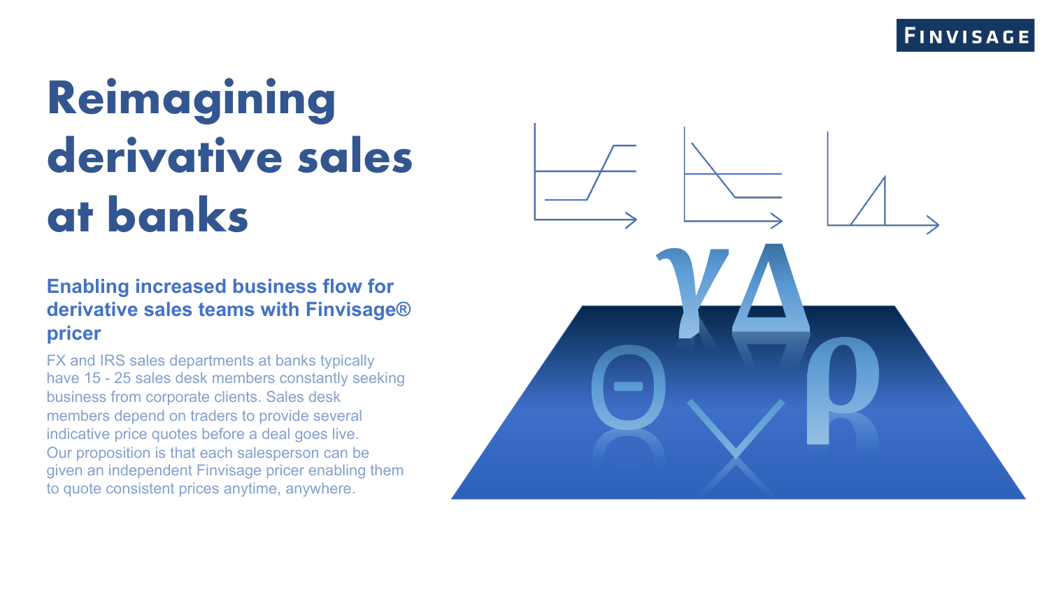# Reimagining derivative sales at banks

## Enabling increased business flow for derivative sales teams with Finvisage® pricer

FX and IRS sales departments at banks typically have 15 - 25 sales desk members constantly seeking business from corporate clients. Sales desk members depend on traders to provide several indicative price quotes before a deal goes live. Our proposition is that each salesperson can be given an independent Finvisage pricer enabling them to quote consistent prices anytime, anywhere.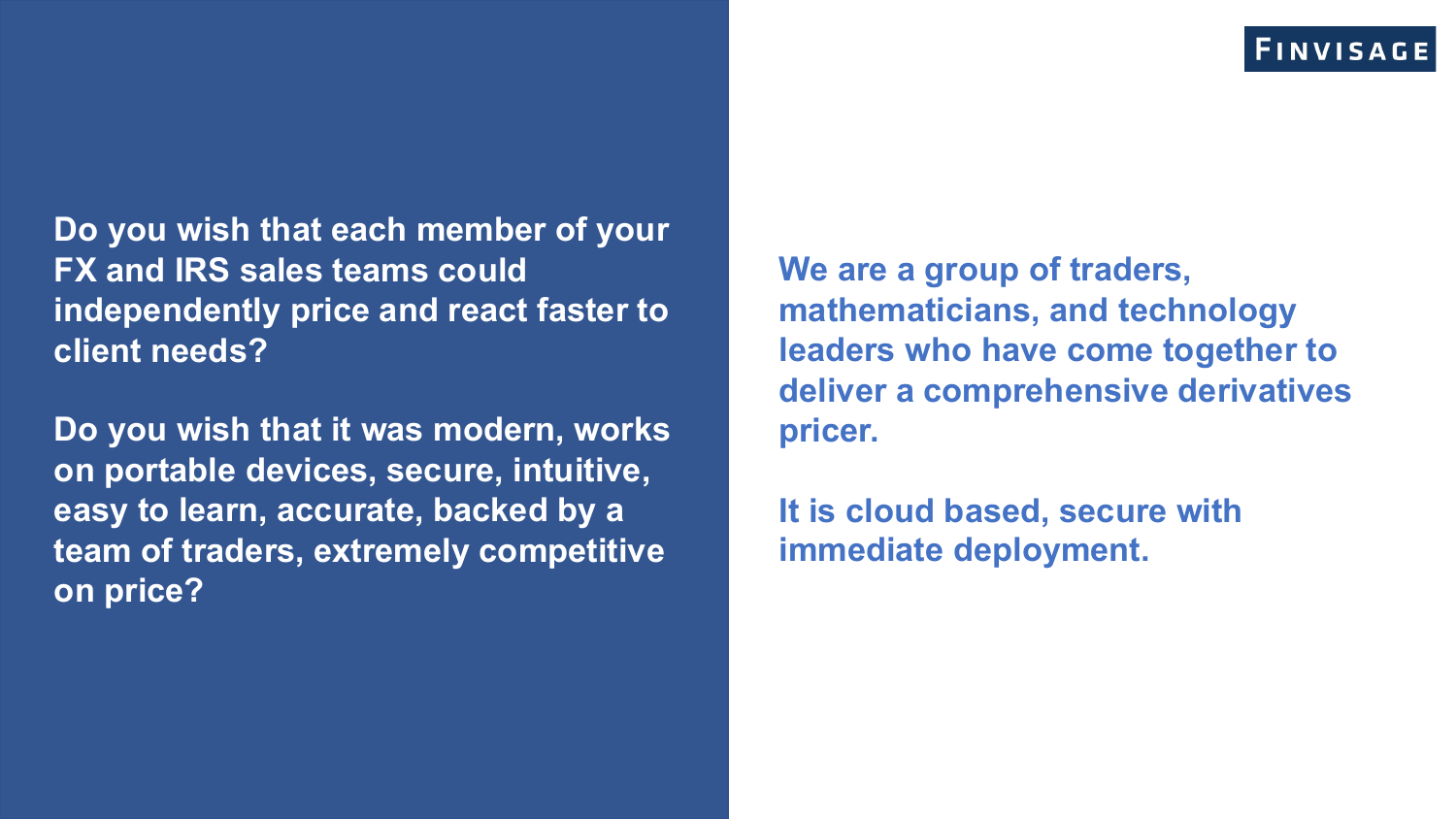**Do you wish that each member of your FX and IRS sales teams could independently price and react faster to client needs?**

**Do you wish that it was modern, works on portable devices, secure, intuitive, easy to learn, accurate, backed by a team of traders, extremely competitive on price?**

**We are a group of traders, mathematicians, and technology leaders who have come together to deliver a comprehensive derivatives pricer.**

**It is cloud based, secure with immediate deployment.**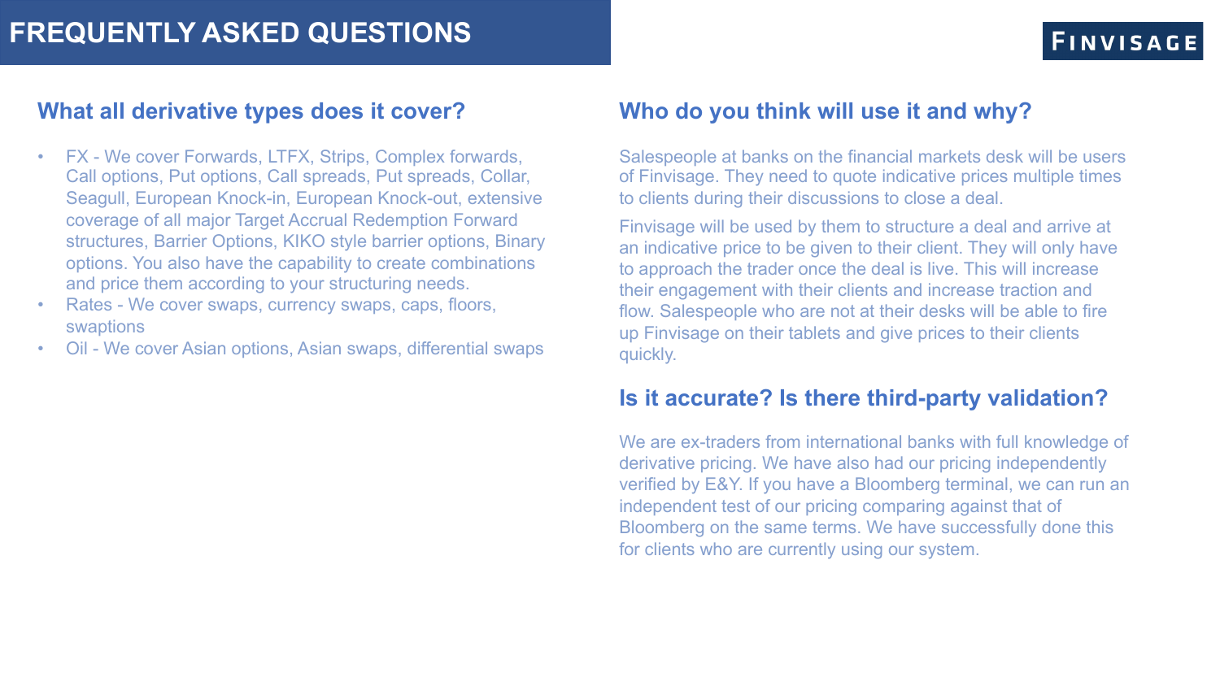# FREQUENTLY ASKED QUESTIONS

FINVISAGE

## What all derivative types does it cover?

- FX - We cover Forwards, LTFX, Strips, Complex forwards, Call options, Put options, Call spreads, Put spreads, Collar, Seagull, European Knock-in, European Knock-out, extensive coverage of all major Target Accrual Redemption Forward structures, Barrier Options, KIKO style barrier options, Binary options. You also have the capability to create combinations and price them according to your structuring needs.
- Rates - We cover swaps, currency swaps, caps, floors, swaptions
- Oil - We cover Asian options, Asian swaps, differential swaps

## Who do you think will use it and why?

Salespeople at banks on the financial markets desk will be users of Finvisage. They need to quote indicative prices multiple times to clients during their discussions to close a deal.

Finvisage will be used by them to structure a deal and arrive at an indicative price to be given to their client. They will only have to approach the trader once the deal is live. This will increase their engagement with their clients and increase traction and flow. Salespeople who are not at their desks will be able to fire up Finvisage on their tablets and give prices to their clients quickly.

## Is it accurate? Is there third-party validation?

We are ex-traders from international banks with full knowledge of derivative pricing. We have also had our pricing independently verified by E&Y. If you have a Bloomberg terminal, we can run an independent test of our pricing comparing against that of Bloomberg on the same terms. We have successfully done this for clients who are currently using our system.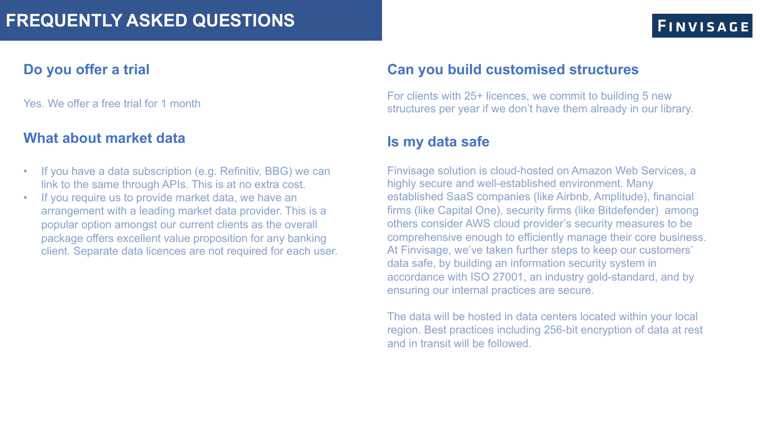# FREQUENTLY ASKED QUESTIONS

FINVISAGE

## Do you offer a trial

Yes. We offer a free trial for 1 month

## What about market data

- If you have a data subscription (e.g. Refinitiv, BBG) we can link to the same through APIs. This is at no extra cost.
- If you require us to provide market data, we have an arrangement with a leading market data provider. This is a popular option amongst our current clients as the overall package offers excellent value proposition for any banking client. Separate data licences are not required for each user.

## Can you build customised structures

For clients with 25+ licences, we commit to building 5 new structures per year if we don't have them already in our library.

## Is my data safe

Finvisage solution is cloud-hosted on Amazon Web Services, a highly secure and well-established environment. Many established SaaS companies (like Airbnb, Amplitude), financial firms (like Capital One), security firms (like Bitdefender) among others consider AWS cloud provider's security measures to be comprehensive enough to efficiently manage their core business. At Finvisage, we've taken further steps to keep our customers' data safe, by building an information security system in accordance with ISO 27001, an industry gold-standard, and by ensuring our internal practices are secure.

The data will be hosted in data centers located within your local region. Best practices including 256-bit encryption of data at rest and in transit will be followed.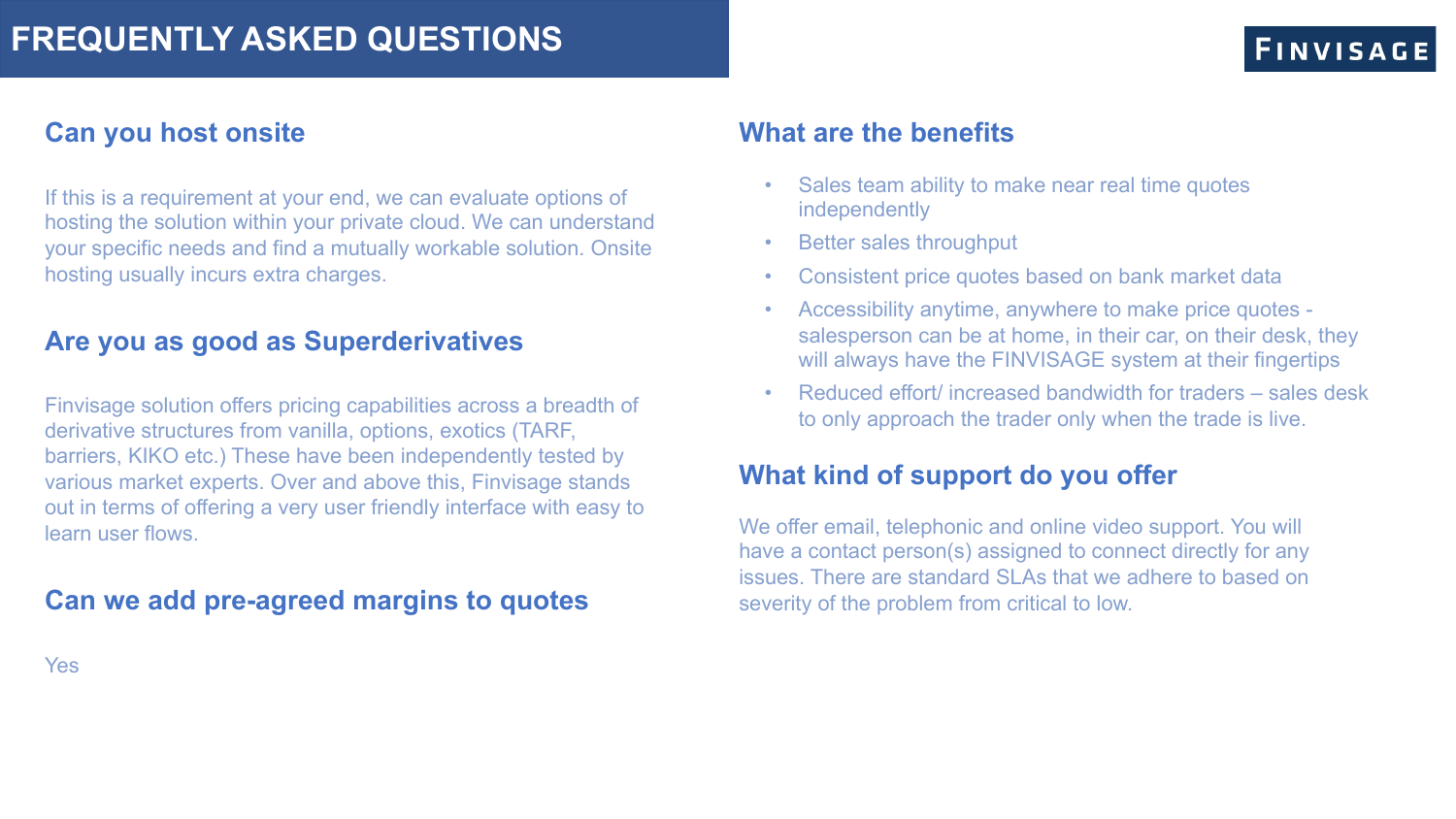# FREQUENTLY ASKED QUESTIONS

FINVISAGE

## Can you host onsite

If this is a requirement at your end, we can evaluate options of hosting the solution within your private cloud. We can understand your specific needs and find a mutually workable solution. Onsite hosting usually incurs extra charges.

## Are you as good as Superderivatives

Finvisage solution offers pricing capabilities across a breadth of derivative structures from vanilla, options, exotics (TARF, barriers, KIKO etc.) These have been independently tested by various market experts. Over and above this, Finvisage stands out in terms of offering a very user friendly interface with easy to learn user flows.

## Can we add pre-agreed margins to quotes

Yes

## What are the benefits

- Sales team ability to make near real time quotes independently
- Better sales throughput
- Consistent price quotes based on bank market data
- Accessibility anytime, anywhere to make price quotes - salesperson can be at home, in their car, on their desk, they will always have the FINVISAGE system at their fingertips
- Reduced effort/ increased bandwidth for traders – sales desk to only approach the trader only when the trade is live.

## What kind of support do you offer

We offer email, telephonic and online video support. You will have a contact person(s) assigned to connect directly for any issues. There are standard SLAs that we adhere to based on severity of the problem from critical to low.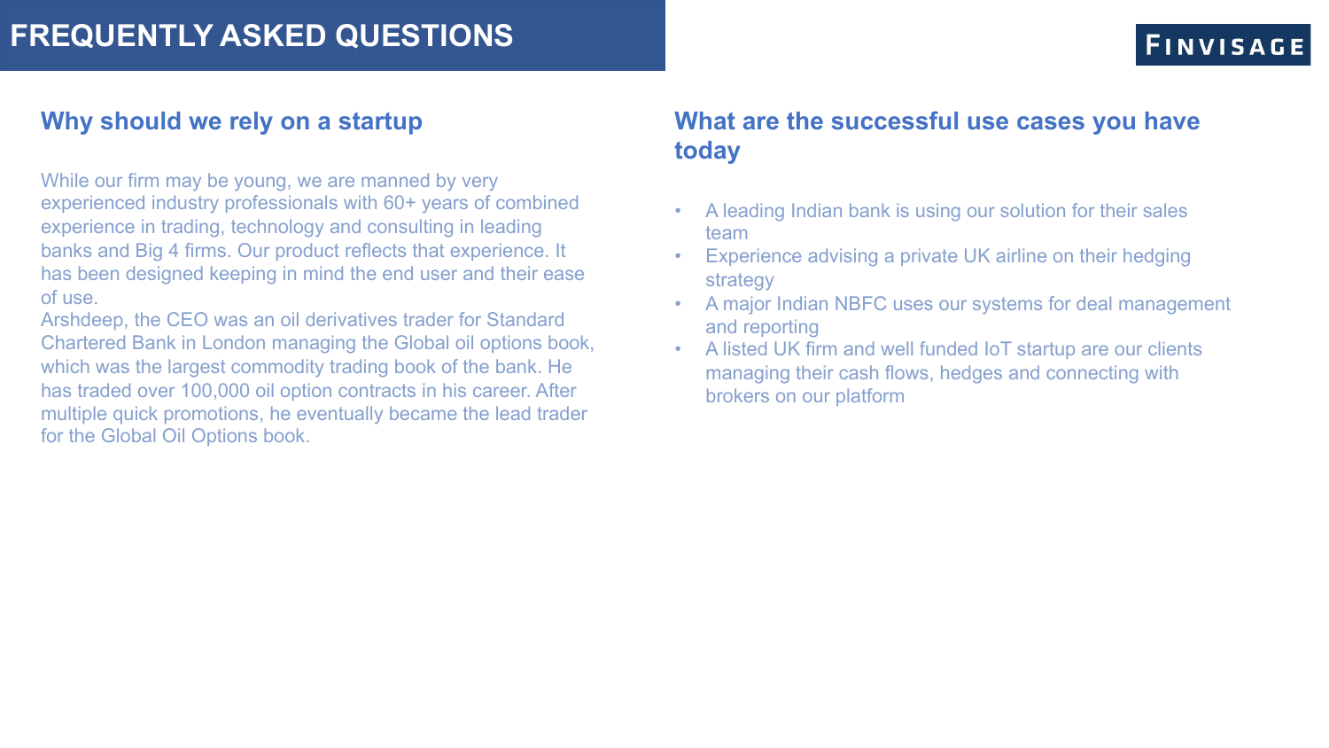# FREQUENTLY ASKED QUESTIONS

## Why should we rely on a startup

While our firm may be young, we are manned by very experienced industry professionals with 60+ years of combined experience in trading, technology and consulting in leading banks and Big 4 firms. Our product reflects that experience. It has been designed keeping in mind the end user and their ease of use.

Arshdeep, the CEO was an oil derivatives trader for Standard Chartered Bank in London managing the Global oil options book, which was the largest commodity trading book of the bank. He has traded over 100,000 oil option contracts in his career. After multiple quick promotions, he eventually became the lead trader for the Global Oil Options book.

## What are the successful use cases you have today

- A leading Indian bank is using our solution for their sales team
- Experience advising a private UK airline on their hedging strategy
- A major Indian NBFC uses our systems for deal management and reporting
- A listed UK firm and well funded IoT startup are our clients managing their cash flows, hedges and connecting with brokers on our platform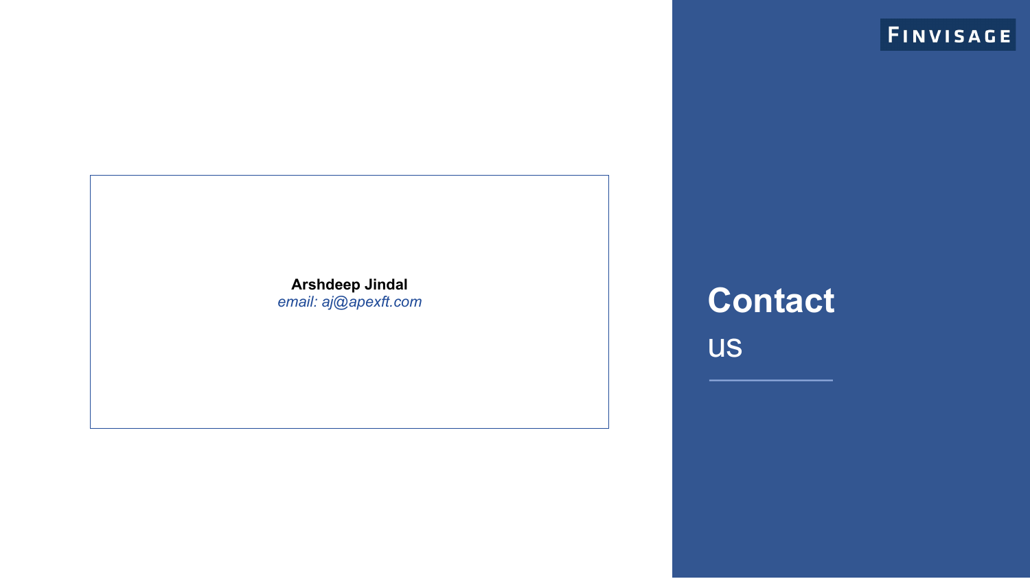FINVISAGE

# Contact

## us

**Arshdeep Jindal**
*email: aj@apexft.com*